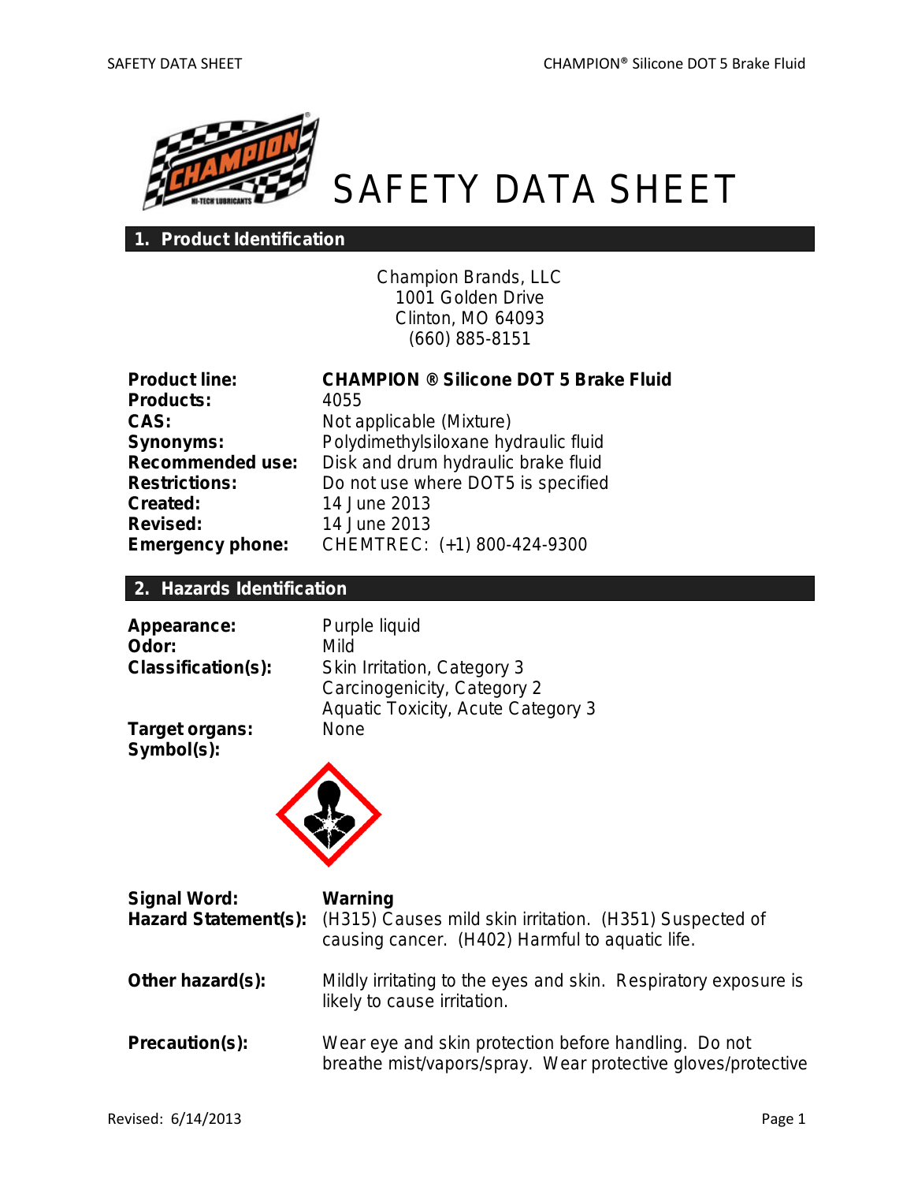# SAFETY DATA SHEET

## 1. Product Identification

Champion Brands, LLC
1001 Golden Drive
Clinton, MO 64093
(660) 885-8151

**Product line:** **CHAMPION ® Silicone DOT 5 Brake Fluid**
**Products:** 4055
**CAS:** Not applicable (Mixture)
**Synonyms:** Polydimethylsiloxane hydraulic fluid
**Recommended use:** Disk and drum hydraulic brake fluid
**Restrictions:** Do not use where DOT5 is specified
**Created:** 14 June 2013
**Revised:** 14 June 2013
**Emergency phone:** CHEMTREC: (+1) 800-424-9300

## 2. Hazards Identification

**Appearance:** Purple liquid
**Odor:** Mild
**Classification(s):** Skin Irritation, Category 3
Carcinogenicity, Category 2
Aquatic Toxicity, Acute Category 3
**Target organs:** None
**Symbol(s):**

**Signal Word:** **Warning**
**Hazard Statement(s):** (H315) Causes mild skin irritation. (H351) Suspected of causing cancer. (H402) Harmful to aquatic life.

**Other hazard(s):** Mildly irritating to the eyes and skin. Respiratory exposure is likely to cause irritation.

**Precaution(s):** Wear eye and skin protection before handling. Do not breathe mist/vapors/spray. Wear protective gloves/protective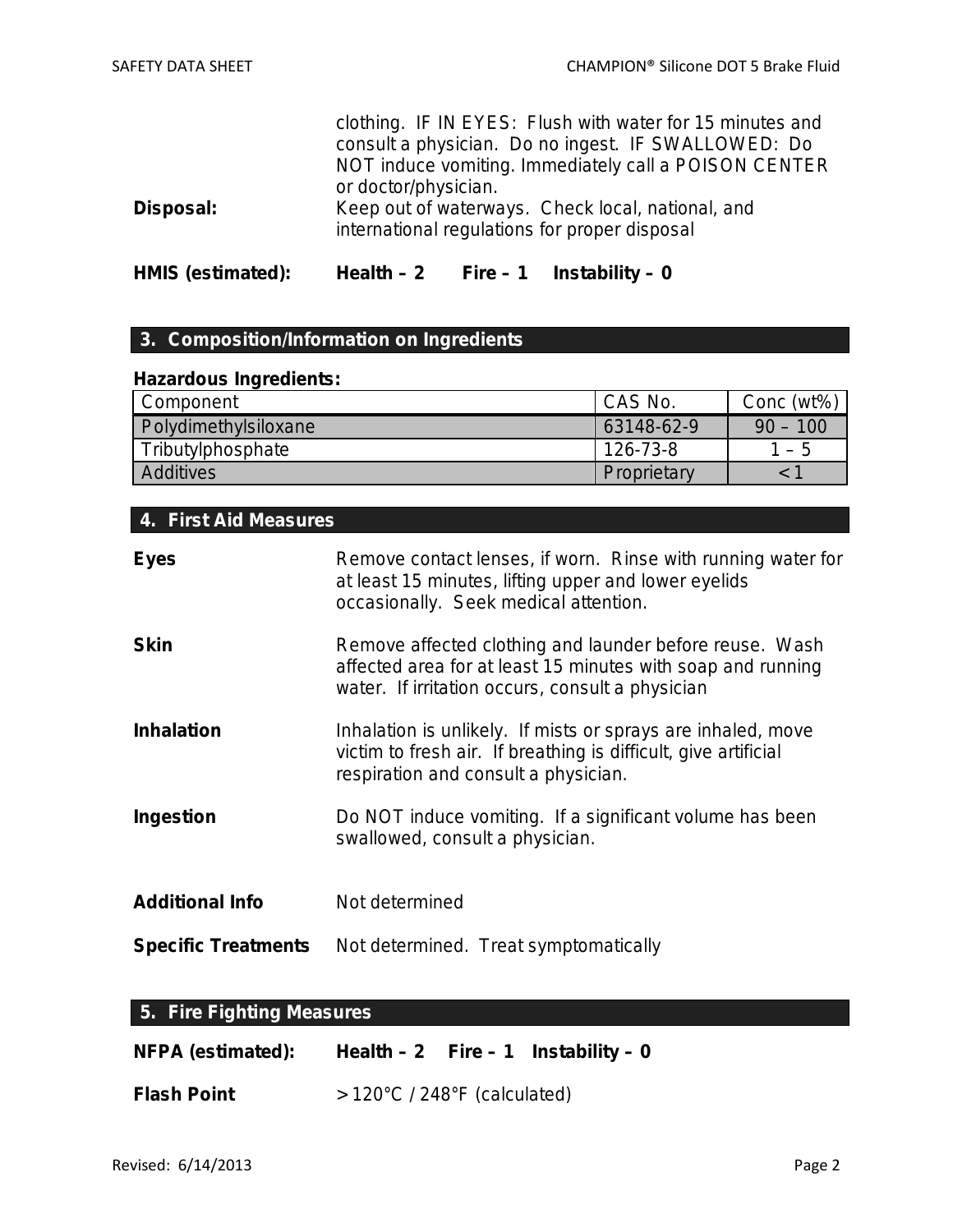| | |
|---|---|
| | clothing. IF IN EYES: Flush with water for 15 minutes and consult a physician. Do no ingest. IF SWALLOWED: Do NOT induce vomiting. Immediately call a POISON CENTER or doctor/physician. |
| **Disposal:** | Keep out of waterways. Check local, national, and international regulations for proper disposal |

**HMIS (estimated):** **Health – 2 Fire – 1 Instability – 0**

## 3. Composition/Information on Ingredients

**Hazardous Ingredients:**

| Component | CAS No. | Conc (wt%) |
|---|---|---|
| Polydimethylsiloxane | 63148-62-9 | 90 – 100 |
| Tributylphosphate | 126-73-8 | 1 – 5 |
| Additives | Proprietary | < 1 |

## 4. First Aid Measures

**Eyes** Remove contact lenses, if worn. Rinse with running water for at least 15 minutes, lifting upper and lower eyelids occasionally. Seek medical attention.

**Skin** Remove affected clothing and launder before reuse. Wash affected area for at least 15 minutes with soap and running water. If irritation occurs, consult a physician

**Inhalation** Inhalation is unlikely. If mists or sprays are inhaled, move victim to fresh air. If breathing is difficult, give artificial respiration and consult a physician.

**Ingestion** Do NOT induce vomiting. If a significant volume has been swallowed, consult a physician.

**Additional Info** Not determined

**Specific Treatments** Not determined. Treat symptomatically

## 5. Fire Fighting Measures

**NFPA (estimated):** **Health – 2 Fire – 1 Instability – 0**

**Flash Point** > 120°C / 248°F (calculated)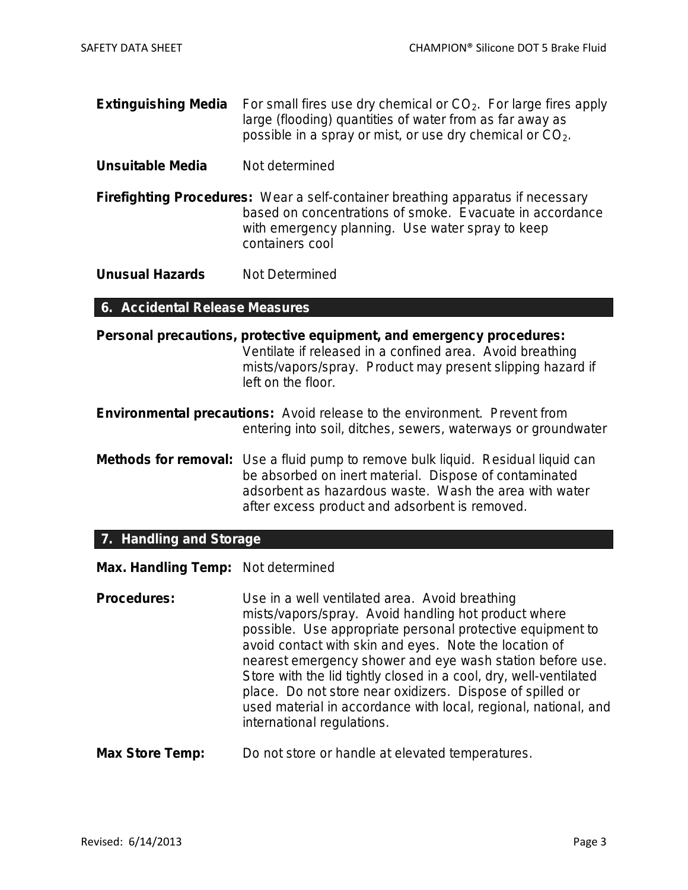**Extinguishing Media** For small fires use dry chemical or $CO_2$. For large fires apply large (flooding) quantities of water from as far away as possible in a spray or mist, or use dry chemical or $CO_2$.

**Unsuitable Media** Not determined

**Firefighting Procedures:** Wear a self-container breathing apparatus if necessary based on concentrations of smoke. Evacuate in accordance with emergency planning. Use water spray to keep containers cool

**Unusual Hazards** Not Determined

## 6. Accidental Release Measures

**Personal precautions, protective equipment, and emergency procedures:** Ventilate if released in a confined area. Avoid breathing mists/vapors/spray. Product may present slipping hazard if left on the floor.

**Environmental precautions:** Avoid release to the environment. Prevent from entering into soil, ditches, sewers, waterways or groundwater

**Methods for removal:** Use a fluid pump to remove bulk liquid. Residual liquid can be absorbed on inert material. Dispose of contaminated adsorbent as hazardous waste. Wash the area with water after excess product and adsorbent is removed.

## 7. Handling and Storage

**Max. Handling Temp:** Not determined

**Procedures:** Use in a well ventilated area. Avoid breathing mists/vapors/spray. Avoid handling hot product where possible. Use appropriate personal protective equipment to avoid contact with skin and eyes. Note the location of nearest emergency shower and eye wash station before use. Store with the lid tightly closed in a cool, dry, well-ventilated place. Do not store near oxidizers. Dispose of spilled or used material in accordance with local, regional, national, and international regulations.

**Max Store Temp:** Do not store or handle at elevated temperatures.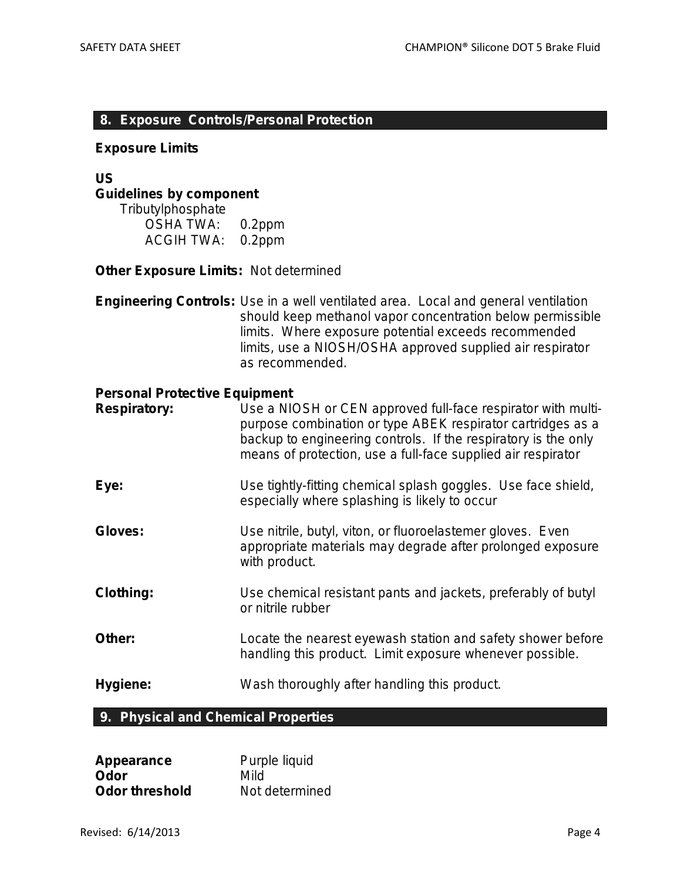## 8. Exposure Controls/Personal Protection

**Exposure Limits**

**US**

**Guidelines by component**

Tributylphosphate

OSHA TWA: 0.2ppm

ACGIH TWA: 0.2ppm

**Other Exposure Limits:** Not determined

**Engineering Controls:** Use in a well ventilated area. Local and general ventilation should keep methanol vapor concentration below permissible limits. Where exposure potential exceeds recommended limits, use a NIOSH/OSHA approved supplied air respirator as recommended.

**Personal Protective Equipment**

**Respiratory:** Use a NIOSH or CEN approved full-face respirator with multi-purpose combination or type ABEK respirator cartridges as a backup to engineering controls. If the respiratory is the only means of protection, use a full-face supplied air respirator

**Eye:** Use tightly-fitting chemical splash goggles. Use face shield, especially where splashing is likely to occur

**Gloves:** Use nitrile, butyl, viton, or fluoroelastemer gloves. Even appropriate materials may degrade after prolonged exposure with product.

**Clothing:** Use chemical resistant pants and jackets, preferably of butyl or nitrile rubber

**Other:** Locate the nearest eyewash station and safety shower before handling this product. Limit exposure whenever possible.

**Hygiene:** Wash thoroughly after handling this product.

## 9. Physical and Chemical Properties

**Appearance** Purple liquid

**Odor** Mild

**Odor threshold** Not determined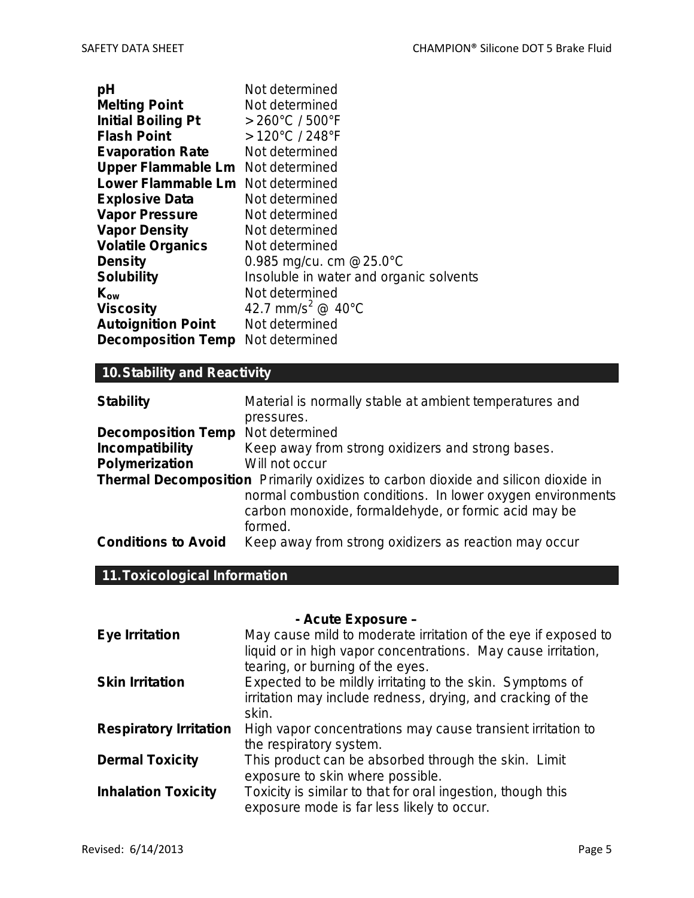| | |
|---|---|
| **pH** | Not determined |
| **Melting Point** | Not determined |
| **Initial Boiling Pt** | >260°C / 500°F |
| **Flash Point** | >120°C / 248°F |
| **Evaporation Rate** | Not determined |
| **Upper Flammable Lm** | Not determined |
| **Lower Flammable Lm** | Not determined |
| **Explosive Data** | Not determined |
| **Vapor Pressure** | Not determined |
| **Vapor Density** | Not determined |
| **Volatile Organics** | Not determined |
| **Density** | 0.985 mg/cu. cm @ 25.0°C |
| **Solubility** | Insoluble in water and organic solvents |
| **$K_{ow}$** | Not determined |
| **Viscosity** | 42.7 $mm/s^2$ @ 40°C |
| **Autoignition Point** | Not determined |
| **Decomposition Temp** | Not determined |

## 10. Stability and Reactivity

| | |
|---|---|
| **Stability** | Material is normally stable at ambient temperatures and pressures. |
| **Decomposition Temp** | Not determined |
| **Incompatibility** | Keep away from strong oxidizers and strong bases. |
| **Polymerization** | Will not occur |
| **Thermal Decomposition** | Primarily oxidizes to carbon dioxide and silicon dioxide in normal combustion conditions. In lower oxygen environments carbon monoxide, formaldehyde, or formic acid may be formed. |
| **Conditions to Avoid** | Keep away from strong oxidizers as reaction may occur |

## 11. Toxicological Information

**- Acute Exposure –**

| | |
|---|---|
| **Eye Irritation** | May cause mild to moderate irritation of the eye if exposed to liquid or in high vapor concentrations. May cause irritation, tearing, or burning of the eyes. |
| **Skin Irritation** | Expected to be mildly irritating to the skin. Symptoms of irritation may include redness, drying, and cracking of the skin. |
| **Respiratory Irritation** | High vapor concentrations may cause transient irritation to the respiratory system. |
| **Dermal Toxicity** | This product can be absorbed through the skin. Limit exposure to skin where possible. |
| **Inhalation Toxicity** | Toxicity is similar to that for oral ingestion, though this exposure mode is far less likely to occur. |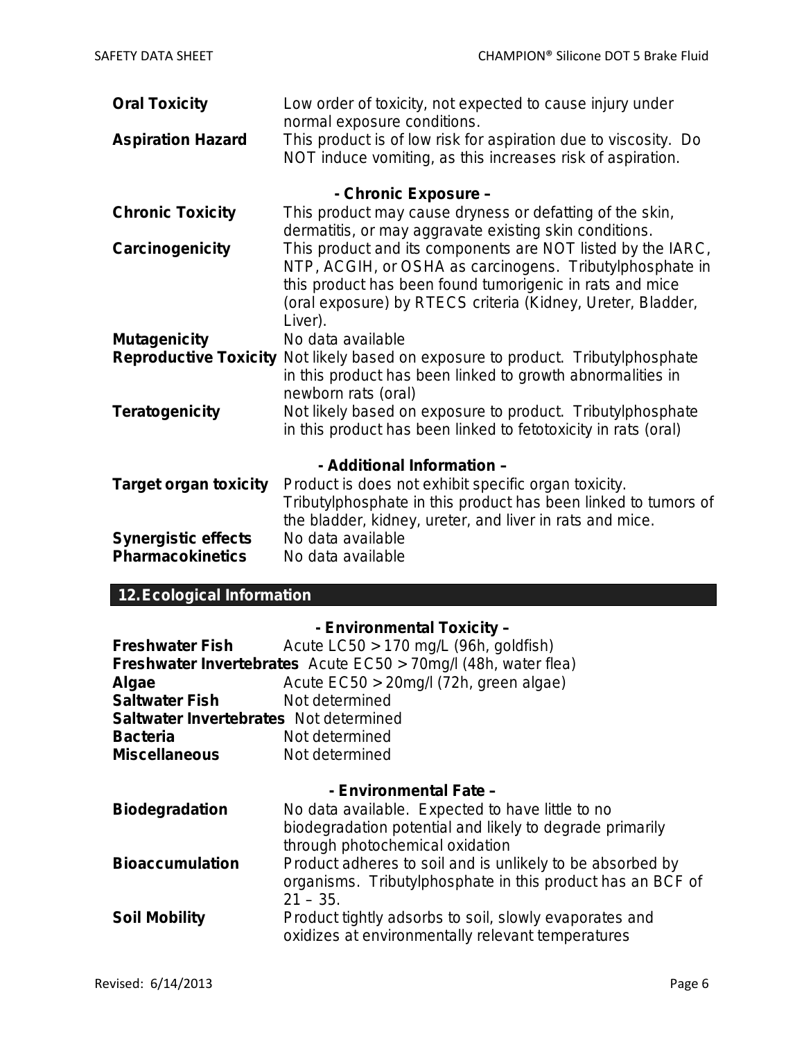**Oral Toxicity** Low order of toxicity, not expected to cause injury under normal exposure conditions.

**Aspiration Hazard** This product is of low risk for aspiration due to viscosity. Do NOT induce vomiting, as this increases risk of aspiration.

**- Chronic Exposure –**

**Chronic Toxicity** This product may cause dryness or defatting of the skin, dermatitis, or may aggravate existing skin conditions.

**Carcinogenicity** This product and its components are NOT listed by the IARC, NTP, ACGIH, or OSHA as carcinogens. Tributylphosphate in this product has been found tumorigenic in rats and mice (oral exposure) by RTECS criteria (Kidney, Ureter, Bladder, Liver).

**Mutagenicity** No data available

**Reproductive Toxicity** Not likely based on exposure to product. Tributylphosphate in this product has been linked to growth abnormalities in newborn rats (oral)

**Teratogenicity** Not likely based on exposure to product. Tributylphosphate in this product has been linked to fetotoxicity in rats (oral)

**- Additional Information –**

**Target organ toxicity** Product is does not exhibit specific organ toxicity. Tributylphosphate in this product has been linked to tumors of the bladder, kidney, ureter, and liver in rats and mice.

**Synergistic effects** No data available

**Pharmacokinetics** No data available

## 12. Ecological Information

**- Environmental Toxicity –**

**Freshwater Fish** Acute LC50 > 170 mg/L (96h, goldfish)

**Freshwater Invertebrates** Acute EC50 > 70mg/l (48h, water flea)

**Algae** Acute EC50 > 20mg/l (72h, green algae)

**Saltwater Fish** Not determined

**Saltwater Invertebrates** Not determined

**Bacteria** Not determined

**Miscellaneous** Not determined

**- Environmental Fate –**

**Biodegradation** No data available. Expected to have little to no biodegradation potential and likely to degrade primarily through photochemical oxidation

**Bioaccumulation** Product adheres to soil and is unlikely to be absorbed by organisms. Tributylphosphate in this product has an BCF of 21 – 35.

**Soil Mobility** Product tightly adsorbs to soil, slowly evaporates and oxidizes at environmentally relevant temperatures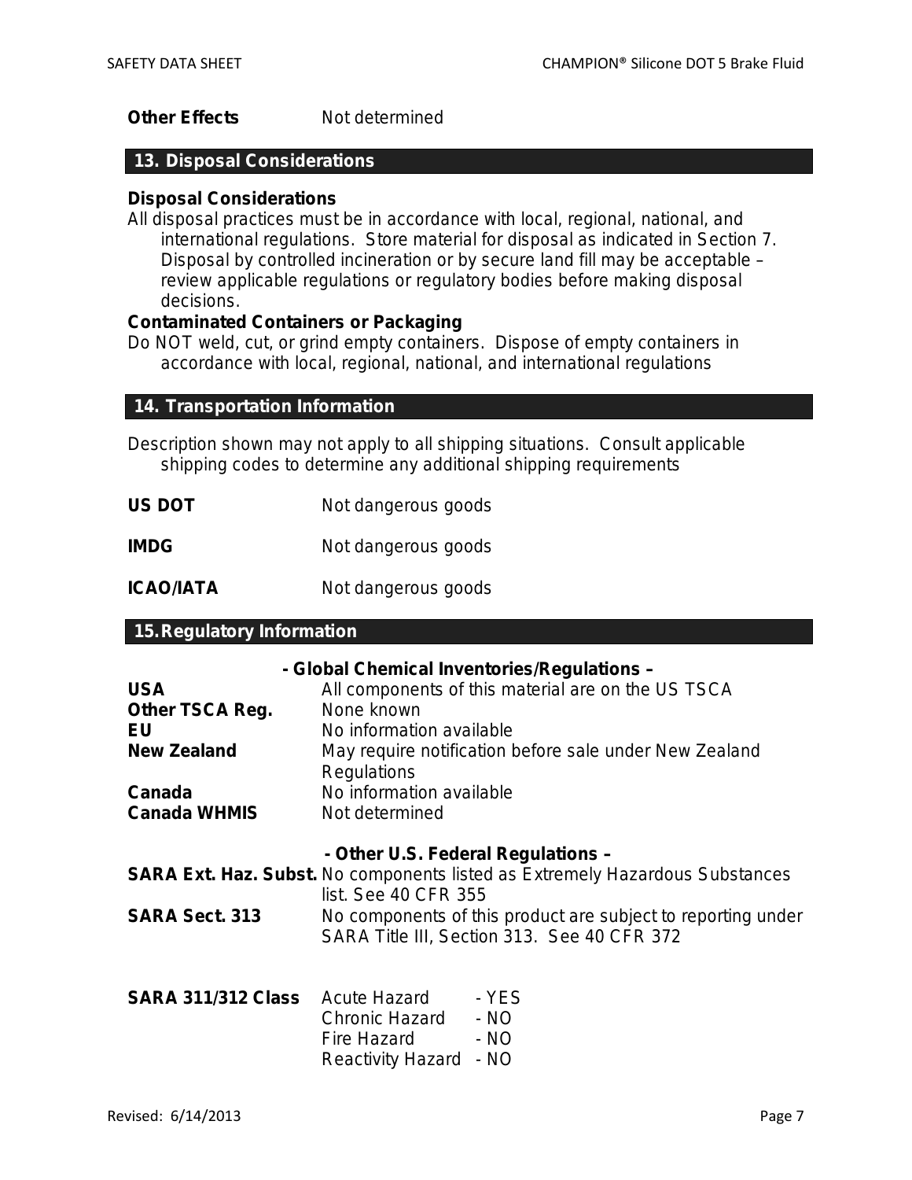**Other Effects** Not determined

## 13. Disposal Considerations

**Disposal Considerations**

All disposal practices must be in accordance with local, regional, national, and international regulations. Store material for disposal as indicated in Section 7. Disposal by controlled incineration or by secure land fill may be acceptable – review applicable regulations or regulatory bodies before making disposal decisions.

**Contaminated Containers or Packaging**

Do NOT weld, cut, or grind empty containers. Dispose of empty containers in accordance with local, regional, national, and international regulations

## 14. Transportation Information

Description shown may not apply to all shipping situations. Consult applicable shipping codes to determine any additional shipping requirements

**US DOT** Not dangerous goods

**IMDG** Not dangerous goods

**ICAO/IATA** Not dangerous goods

## 15. Regulatory Information

**- Global Chemical Inventories/Regulations –**

**USA** All components of this material are on the US TSCA
**Other TSCA Reg.** None known
**EU** No information available
**New Zealand** May require notification before sale under New Zealand Regulations
**Canada** No information available
**Canada WHMIS** Not determined

**- Other U.S. Federal Regulations –**

**SARA Ext. Haz. Subst.** No components listed as Extremely Hazardous Substances list. See 40 CFR 355
**SARA Sect. 313** No components of this product are subject to reporting under SARA Title III, Section 313. See 40 CFR 372

**SARA 311/312 Class**

| Acute Hazard | - YES |
|---|---|
| Chronic Hazard | - NO |
| Fire Hazard | - NO |
| Reactivity Hazard | - NO |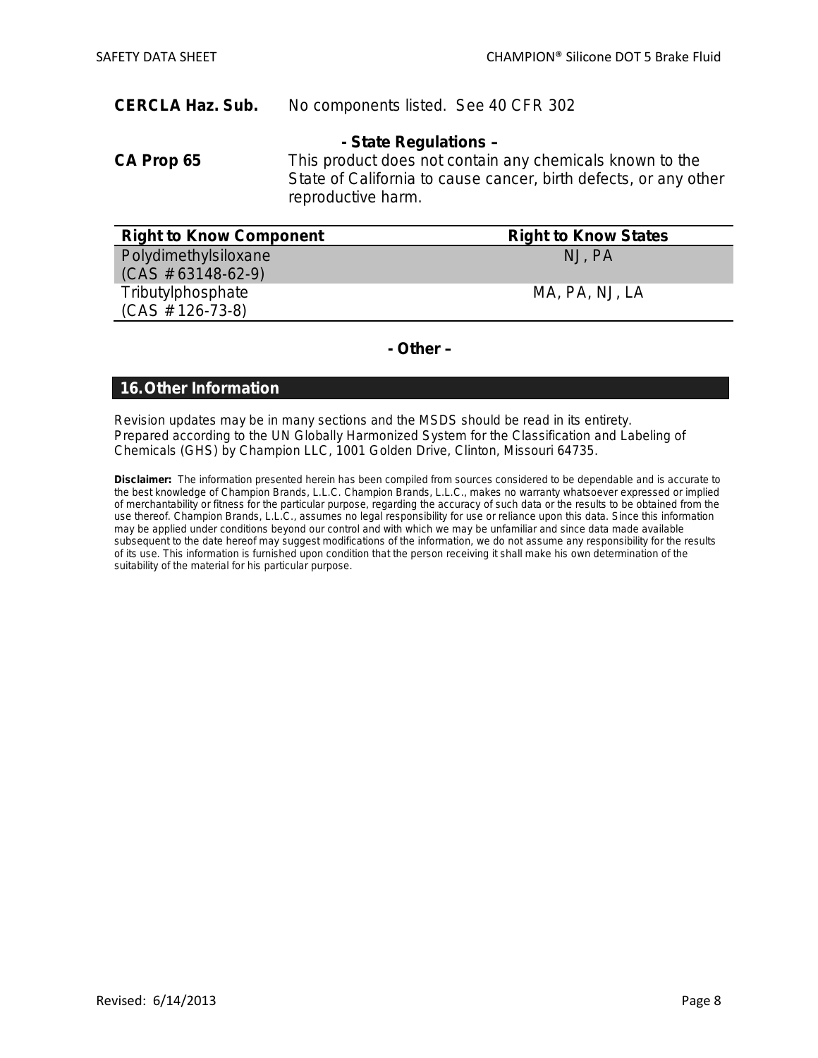**CERCLA Haz. Sub.** No components listed. See 40 CFR 302

**- State Regulations –**

**CA Prop 65** This product does not contain any chemicals known to the State of California to cause cancer, birth defects, or any other reproductive harm.

| Right to Know Component | Right to Know States |
|---|---|
| Polydimethylsiloxane (CAS # 63148-62-9) | NJ, PA |
| Tributylphosphate (CAS # 126-73-8) | MA, PA, NJ, LA |

**- Other –**

## 16. Other Information

Revision updates may be in many sections and the MSDS should be read in its entirety.
Prepared according to the UN Globally Harmonized System for the Classification and Labeling of Chemicals (GHS) by Champion LLC, 1001 Golden Drive, Clinton, Missouri 64735.

**Disclaimer:** The information presented herein has been compiled from sources considered to be dependable and is accurate to the best knowledge of Champion Brands, L.L.C. Champion Brands, L.L.C., makes no warranty whatsoever expressed or implied of merchantability or fitness for the particular purpose, regarding the accuracy of such data or the results to be obtained from the use thereof. Champion Brands, L.L.C., assumes no legal responsibility for use or reliance upon this data. Since this information may be applied under conditions beyond our control and with which we may be unfamiliar and since data made available subsequent to the date hereof may suggest modifications of the information, we do not assume any responsibility for the results of its use. This information is furnished upon condition that the person receiving it shall make his own determination of the suitability of the material for his particular purpose.

Revised: 6/14/2013